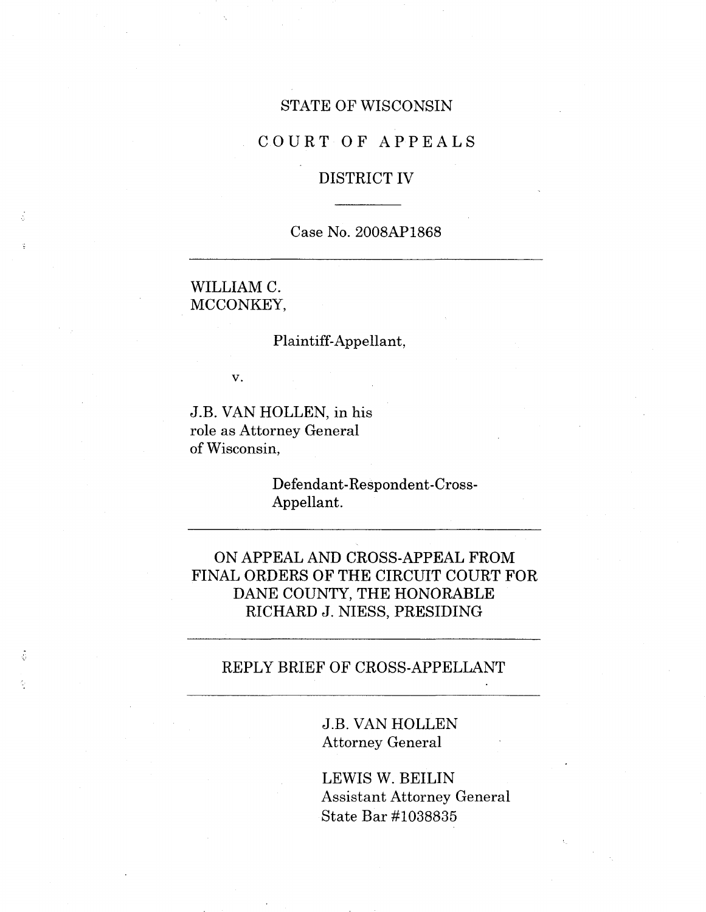STATE OF WISCONSIN

COURT OF APPEALS

DISTRICT IV

---

Case No. 2008AP1868

---

WILLIAM C. MCCONKEY,

Plaintiff-Appellant,

v.

J.B. VAN HOLLEN, in his role as Attorney General of Wisconsin,

Defendant-Respondent-Cross-Appellant.

---

ON APPEAL AND CROSS-APPEAL FROM FINAL ORDERS OF THE CIRCUIT COURT FOR DANE COUNTY, THE HONORABLE RICHARD J. NIESS, PRESIDING

---

REPLY BRIEF OF CROSS-APPELLANT

---

J.B. VAN HOLLEN
Attorney General

LEWIS W. BEILIN
Assistant Attorney General
State Bar #1038835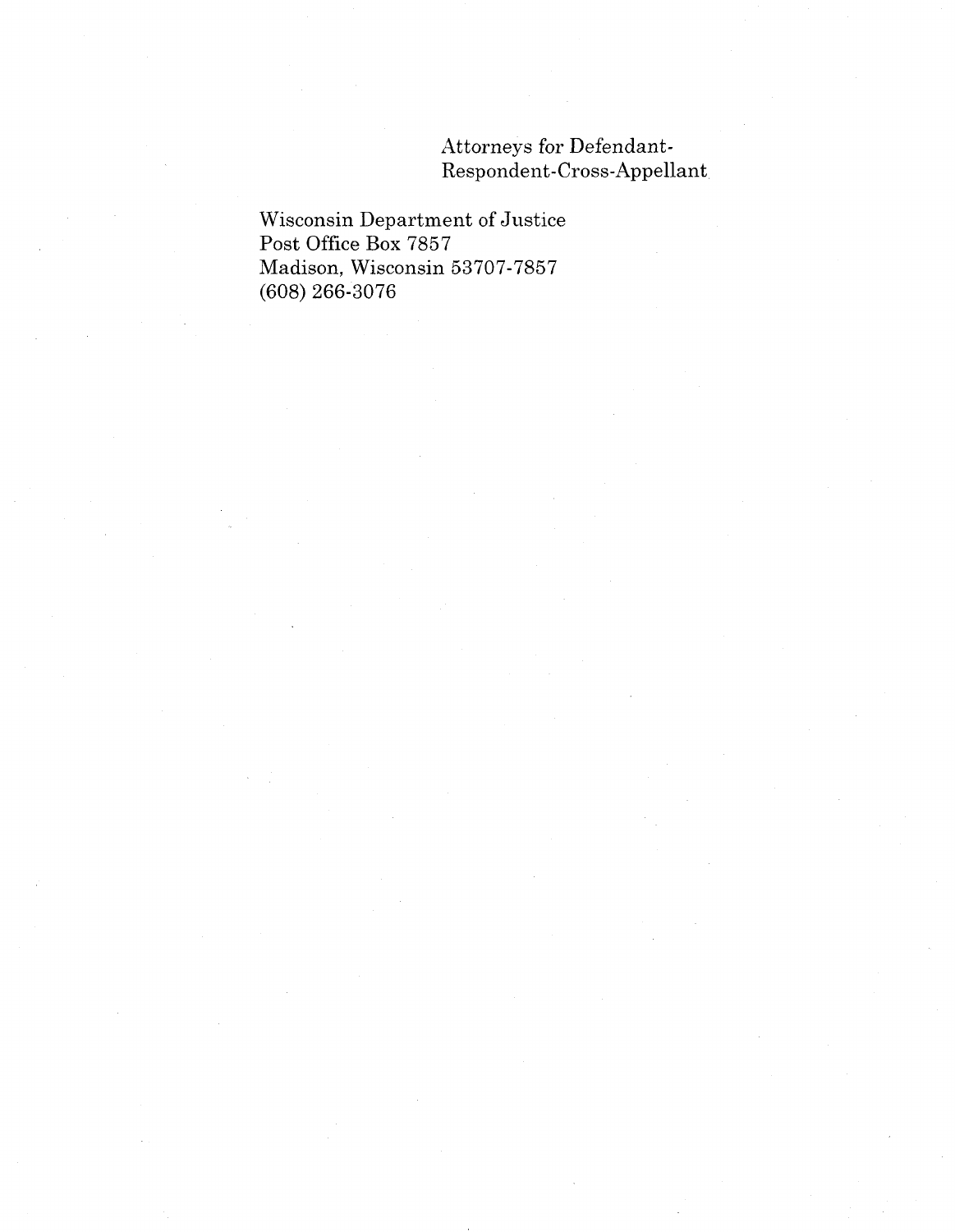Attorneys for Defendant-
Respondent-Cross-Appellant

Wisconsin Department of Justice
Post Office Box 7857
Madison, Wisconsin 53707-7857
(608) 266-3076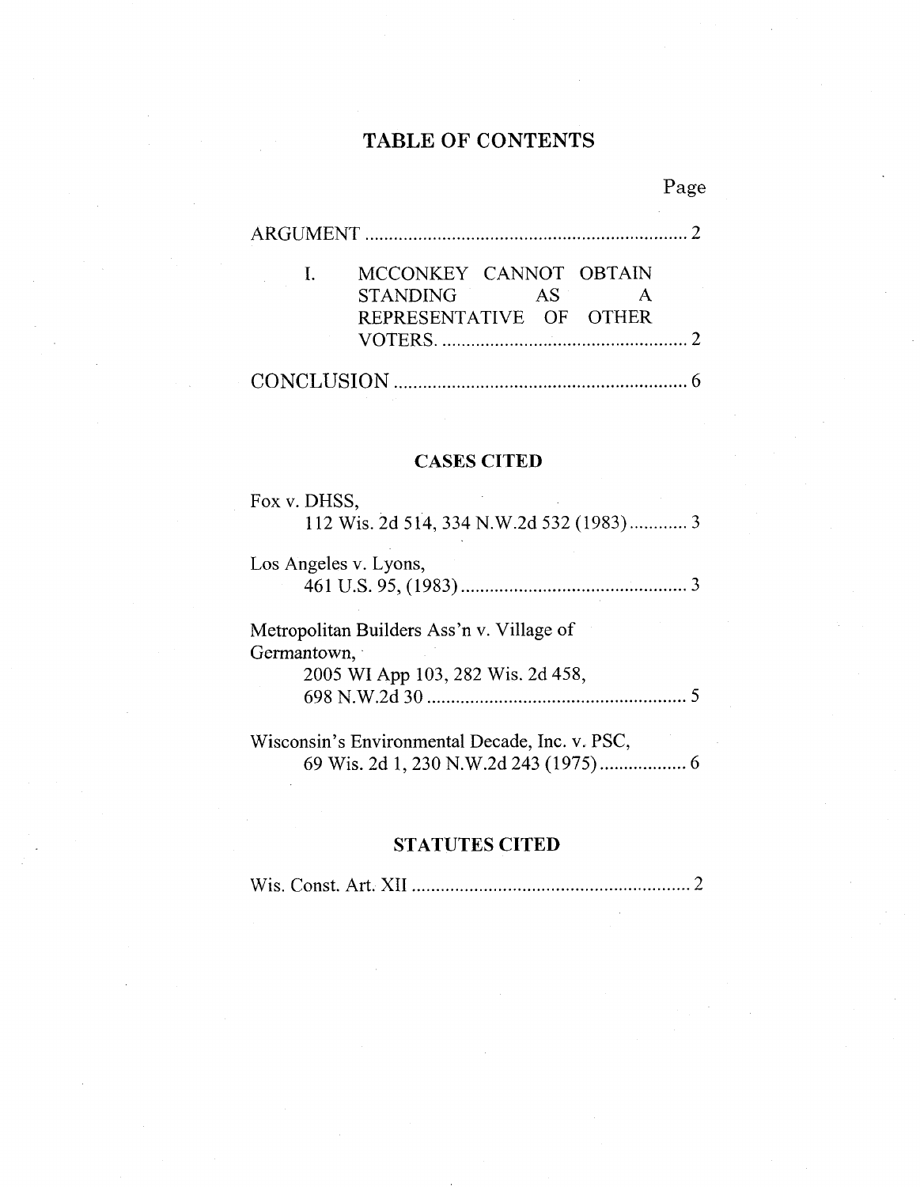# TABLE OF CONTENTS

Page

ARGUMENT .................................................................. 2

I. MCCONKEY CANNOT OBTAIN STANDING AS A REPRESENTATIVE OF OTHER VOTERS. .................................................... 2

CONCLUSION ............................................................. 6

## CASES CITED

Fox v. DHSS,
112 Wis. 2d 514, 334 N.W.2d 532 (1983) ............ 3

Los Angeles v. Lyons,
461 U.S. 95, (1983) ............................................... 3

Metropolitan Builders Ass'n v. Village of Germantown,
2005 WI App 103, 282 Wis. 2d 458, 698 N.W.2d 30 ...................................................... 5

Wisconsin's Environmental Decade, Inc. v. PSC,
69 Wis. 2d 1, 230 N.W.2d 243 (1975) ................. 6

## STATUTES CITED

Wis. Const. Art. XII .......................................................... 2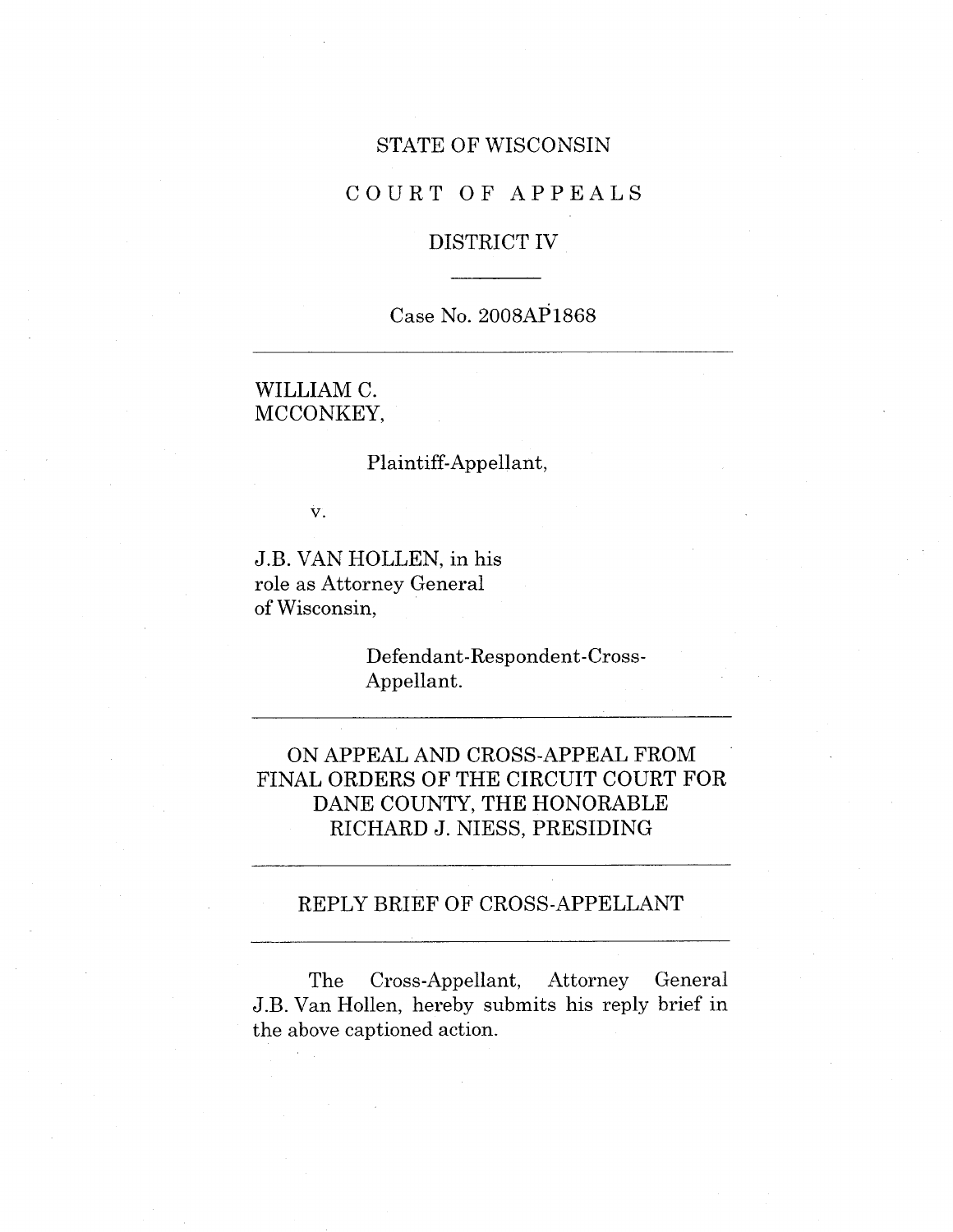STATE OF WISCONSIN

COURT OF APPEALS

DISTRICT IV

---

Case No. 2008AP1868

---

WILLIAM C. MCCONKEY,

Plaintiff-Appellant,

v.

J.B. VAN HOLLEN, in his role as Attorney General of Wisconsin,

Defendant-Respondent-Cross-Appellant.

---

ON APPEAL AND CROSS-APPEAL FROM FINAL ORDERS OF THE CIRCUIT COURT FOR DANE COUNTY, THE HONORABLE RICHARD J. NIESS, PRESIDING

---

REPLY BRIEF OF CROSS-APPELLANT

---

The Cross-Appellant, Attorney General J.B. Van Hollen, hereby submits his reply brief in the above captioned action.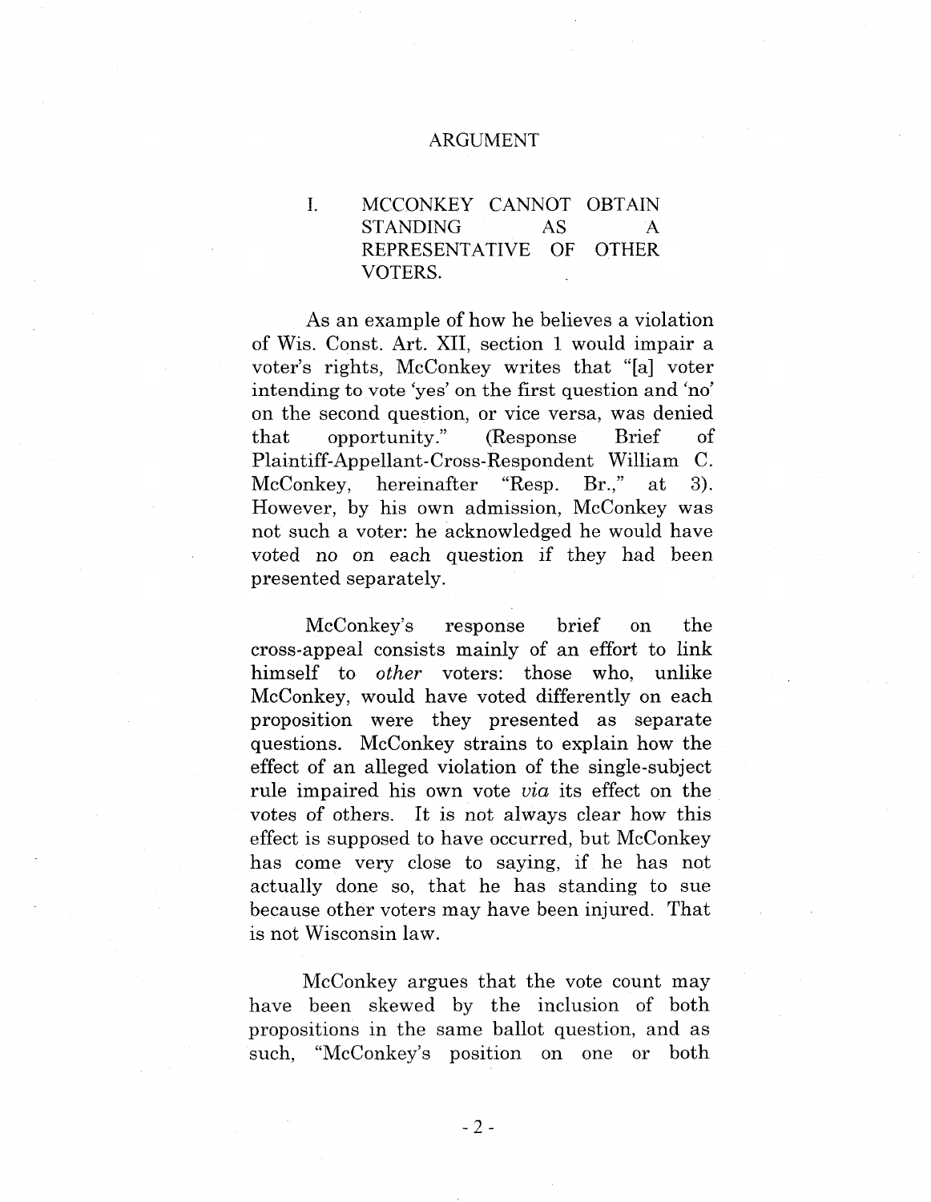# ARGUMENT

## I. MCCONKEY CANNOT OBTAIN STANDING AS A REPRESENTATIVE OF OTHER VOTERS.

As an example of how he believes a violation of Wis. Const. Art. XII, section 1 would impair a voter's rights, McConkey writes that "[a] voter intending to vote 'yes' on the first question and 'no' on the second question, or vice versa, was denied that opportunity." (Response Brief of Plaintiff-Appellant-Cross-Respondent William C. McConkey, hereinafter "Resp. Br.," at 3). However, by his own admission, McConkey was not such a voter: he acknowledged he would have voted no on each question if they had been presented separately.

McConkey's response brief on the cross-appeal consists mainly of an effort to link himself to *other* voters: those who, unlike McConkey, would have voted differently on each proposition were they presented as separate questions. McConkey strains to explain how the effect of an alleged violation of the single-subject rule impaired his own vote *via* its effect on the votes of others. It is not always clear how this effect is supposed to have occurred, but McConkey has come very close to saying, if he has not actually done so, that he has standing to sue because other voters may have been injured. That is not Wisconsin law.

McConkey argues that the vote count may have been skewed by the inclusion of both propositions in the same ballot question, and as such, "McConkey's position on one or both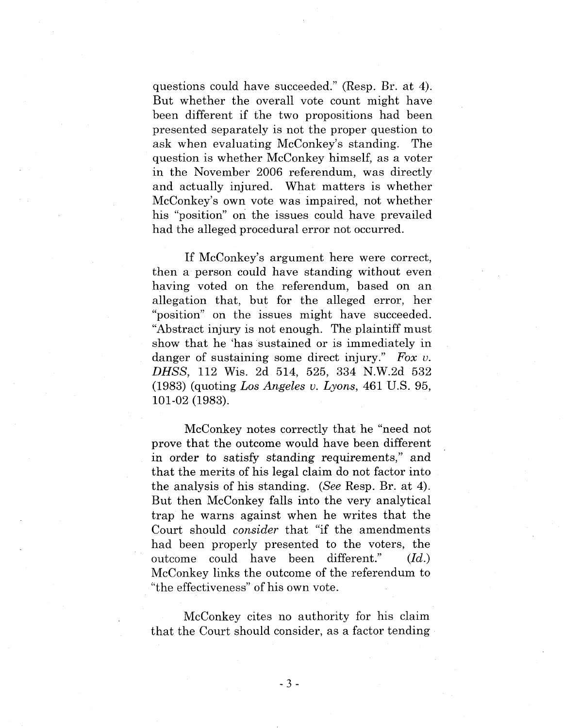questions could have succeeded." (Resp. Br. at 4). But whether the overall vote count might have been different if the two propositions had been presented separately is not the proper question to ask when evaluating McConkey's standing. The question is whether McConkey himself, as a voter in the November 2006 referendum, was directly and actually injured. What matters is whether McConkey's own vote was impaired, not whether his "position" on the issues could have prevailed had the alleged procedural error not occurred.

If McConkey's argument here were correct, then a person could have standing without even having voted on the referendum, based on an allegation that, but for the alleged error, her "position" on the issues might have succeeded. "Abstract injury is not enough. The plaintiff must show that he 'has sustained or is immediately in danger of sustaining some direct injury." *Fox v. DHSS*, 112 Wis. 2d 514, 525, 334 N.W.2d 532 (1983) (quoting *Los Angeles v. Lyons*, 461 U.S. 95, 101-02 (1983).

McConkey notes correctly that he "need not prove that the outcome would have been different in order to satisfy standing requirements," and that the merits of his legal claim do not factor into the analysis of his standing. (*See* Resp. Br. at 4). But then McConkey falls into the very analytical trap he warns against when he writes that the Court should *consider* that "if the amendments had been properly presented to the voters, the outcome could have been different." (*Id.*) McConkey links the outcome of the referendum to "the effectiveness" of his own vote.

McConkey cites no authority for his claim that the Court should consider, as a factor tending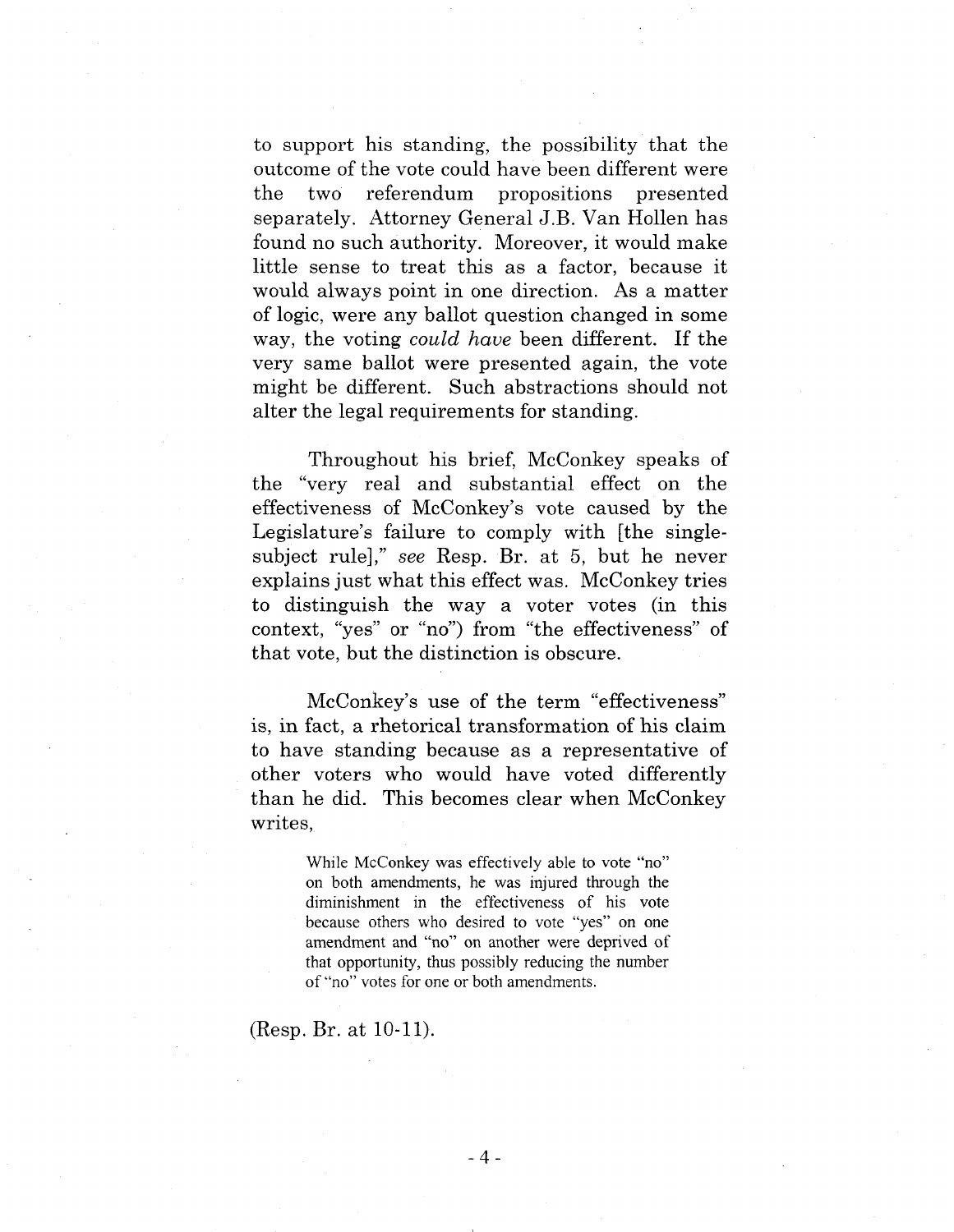to support his standing, the possibility that the outcome of the vote could have been different were the two referendum propositions presented separately. Attorney General J.B. Van Hollen has found no such authority. Moreover, it would make little sense to treat this as a factor, because it would always point in one direction. As a matter of logic, were any ballot question changed in some way, the voting *could have* been different. If the very same ballot were presented again, the vote might be different. Such abstractions should not alter the legal requirements for standing.

Throughout his brief, McConkey speaks of the "very real and substantial effect on the effectiveness of McConkey's vote caused by the Legislature's failure to comply with [the single-subject rule]," *see* Resp. Br. at 5, but he never explains just what this effect was. McConkey tries to distinguish the way a voter votes (in this context, "yes" or "no") from "the effectiveness" of that vote, but the distinction is obscure.

McConkey's use of the term "effectiveness" is, in fact, a rhetorical transformation of his claim to have standing because as a representative of other voters who would have voted differently than he did. This becomes clear when McConkey writes,

> While McConkey was effectively able to vote "no" on both amendments, he was injured through the diminishment in the effectiveness of his vote because others who desired to vote "yes" on one amendment and "no" on another were deprived of that opportunity, thus possibly reducing the number of "no" votes for one or both amendments.

(Resp. Br. at 10-11).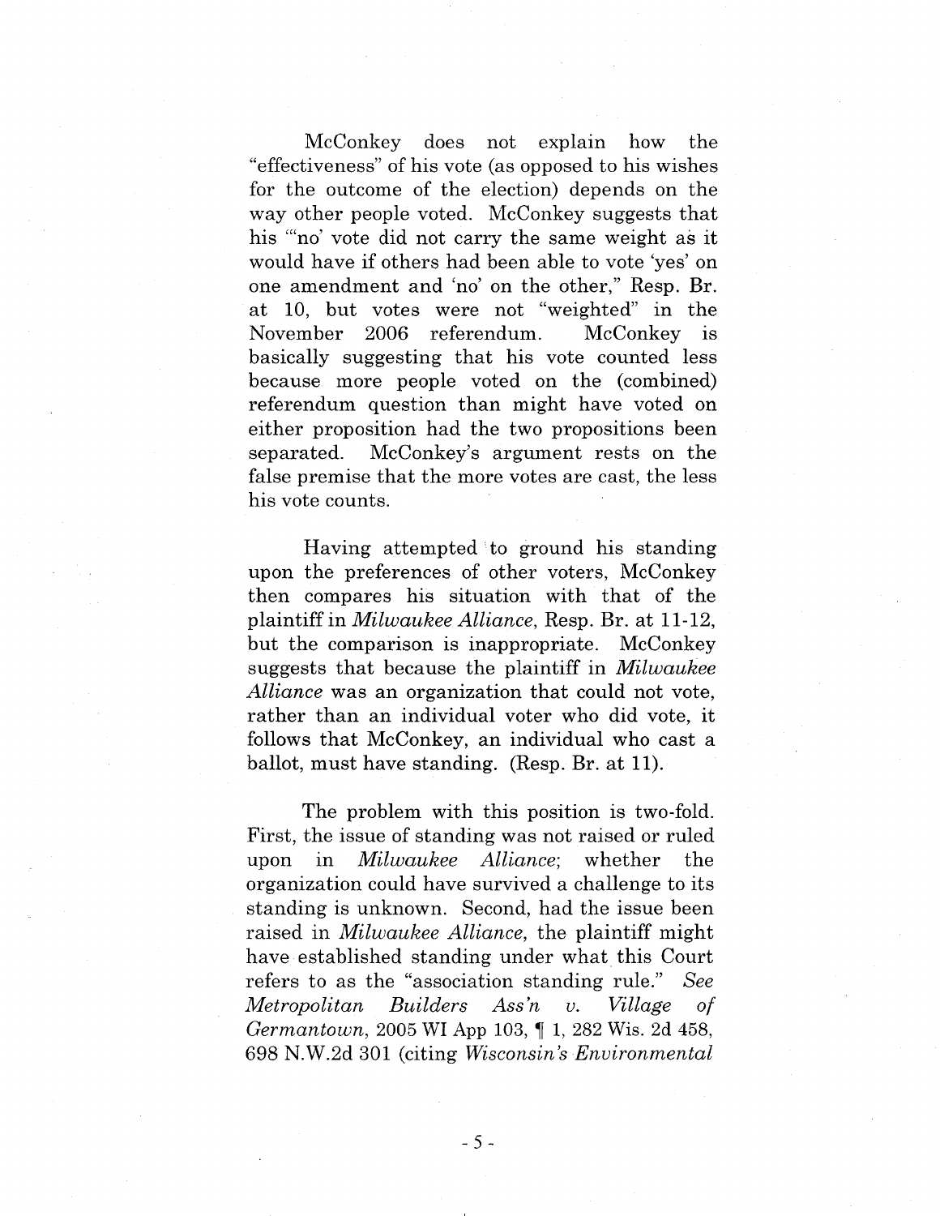McConkey does not explain how the "effectiveness" of his vote (as opposed to his wishes for the outcome of the election) depends on the way other people voted. McConkey suggests that his "'no' vote did not carry the same weight as it would have if others had been able to vote 'yes' on one amendment and 'no' on the other," Resp. Br. at 10, but votes were not "weighted" in the November 2006 referendum. McConkey is basically suggesting that his vote counted less because more people voted on the (combined) referendum question than might have voted on either proposition had the two propositions been separated. McConkey's argument rests on the false premise that the more votes are cast, the less his vote counts.

Having attempted to ground his standing upon the preferences of other voters, McConkey then compares his situation with that of the plaintiff in *Milwaukee Alliance*, Resp. Br. at 11-12, but the comparison is inappropriate. McConkey suggests that because the plaintiff in *Milwaukee Alliance* was an organization that could not vote, rather than an individual voter who did vote, it follows that McConkey, an individual who cast a ballot, must have standing. (Resp. Br. at 11).

The problem with this position is two-fold. First, the issue of standing was not raised or ruled upon in *Milwaukee Alliance*; whether the organization could have survived a challenge to its standing is unknown. Second, had the issue been raised in *Milwaukee Alliance*, the plaintiff might have established standing under what this Court refers to as the "association standing rule." *See Metropolitan Builders Ass'n v. Village of Germantown*, 2005 WI App 103, ¶ 1, 282 Wis. 2d 458, 698 N.W.2d 301 (citing *Wisconsin's Environmental*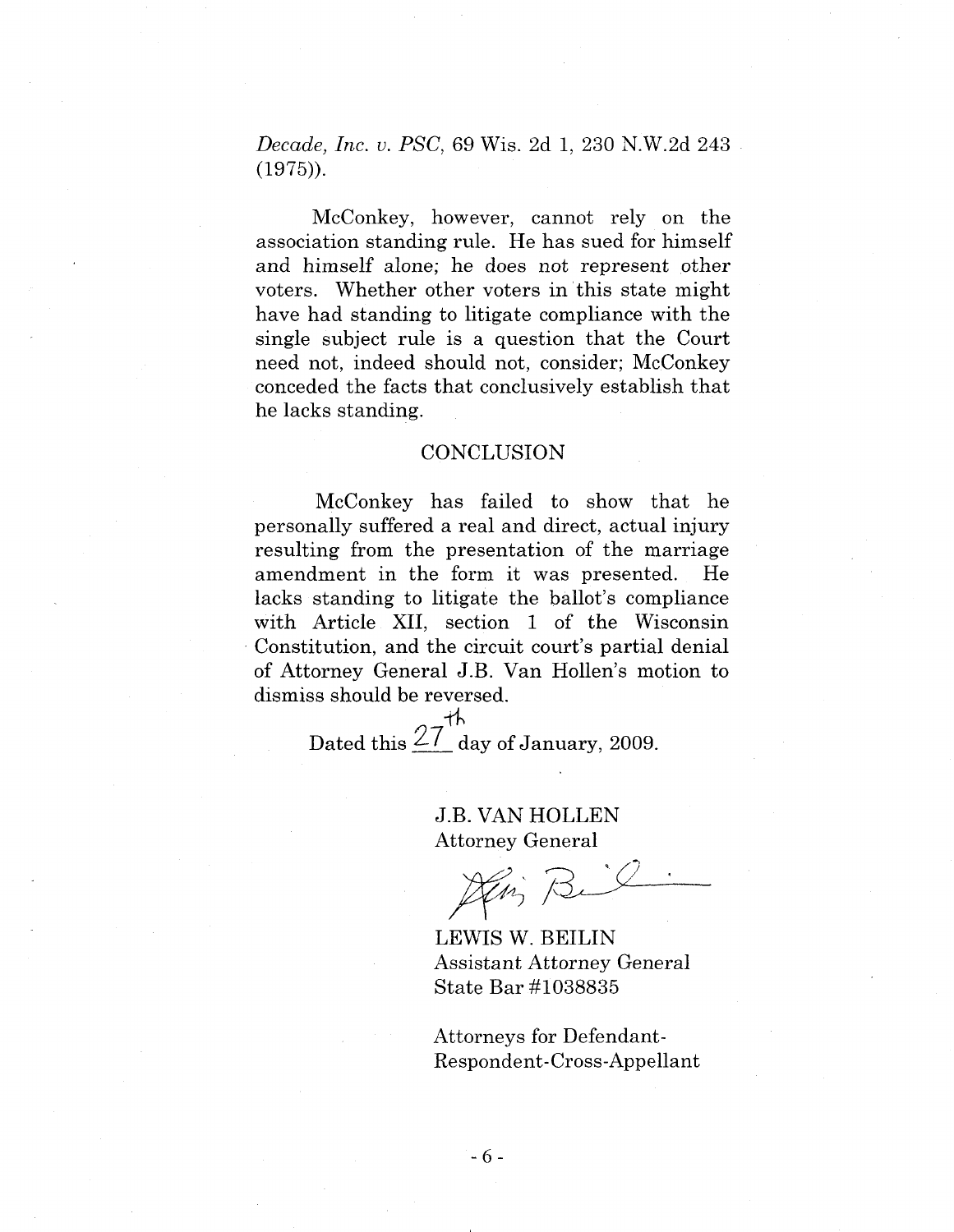*Decade, Inc. v. PSC*, 69 Wis. 2d 1, 230 N.W.2d 243 (1975)).

McConkey, however, cannot rely on the association standing rule. He has sued for himself and himself *alone*; he does not represent other voters. Whether other voters in this state might have had standing to litigate compliance with the single subject rule is a question that the Court need not, indeed should not, consider; McConkey conceded the facts that conclusively establish that he lacks standing.

## CONCLUSION

McConkey has failed to show that he personally suffered a real and direct, actual injury resulting from the presentation of the marriage amendment in the form it was presented. He lacks standing to litigate the ballot's compliance with Article XII, section 1 of the Wisconsin Constitution, and the circuit court's partial denial of Attorney General J.B. Van Hollen's motion to dismiss should be reversed.

Dated this 27th day of January, 2009.

J.B. VAN HOLLEN
Attorney General

LEWIS W. BEILIN
Assistant Attorney General
State Bar #1038835

Attorneys for Defendant-Respondent-Cross-Appellant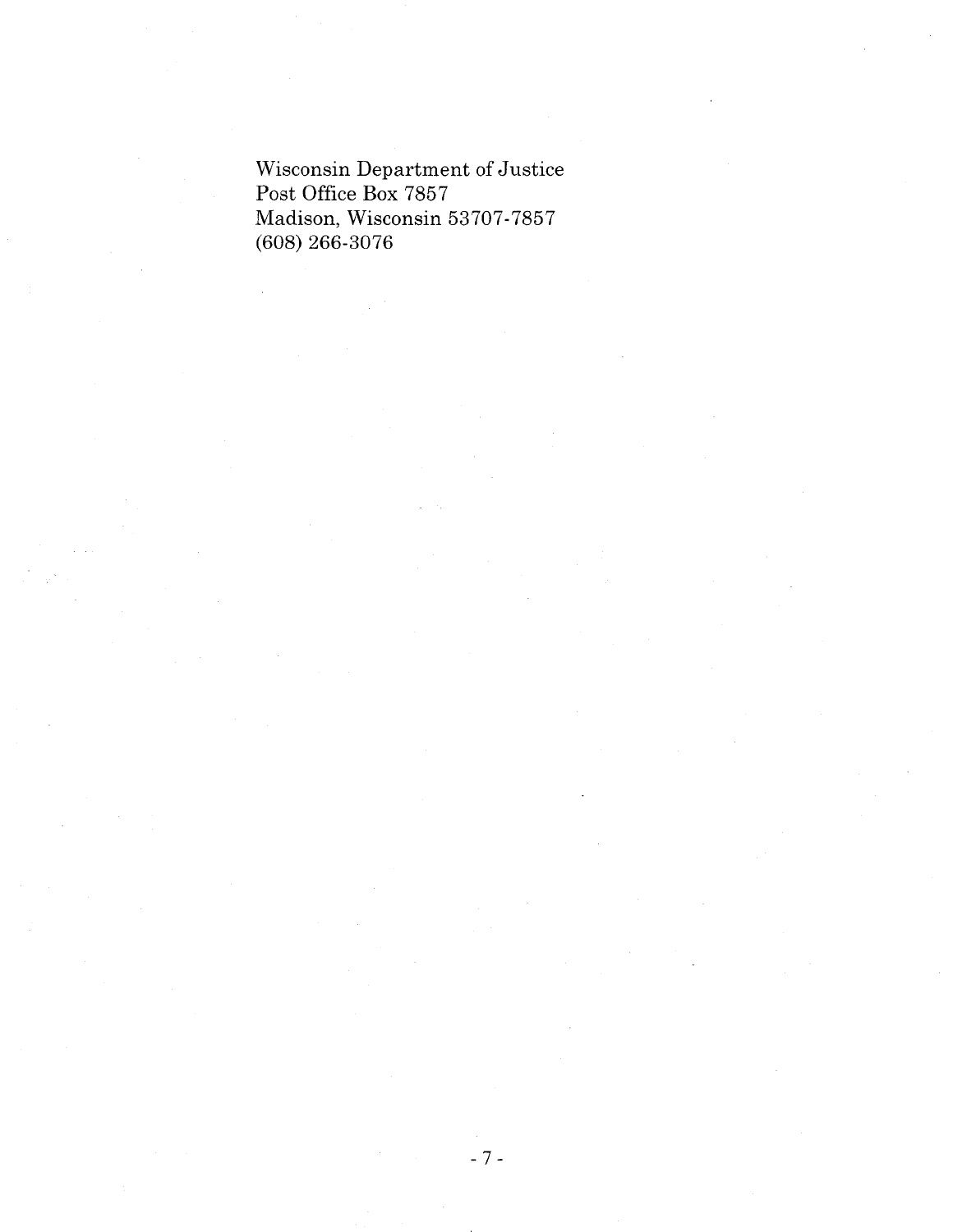Wisconsin Department of Justice
Post Office Box 7857
Madison, Wisconsin 53707-7857
(608) 266-3076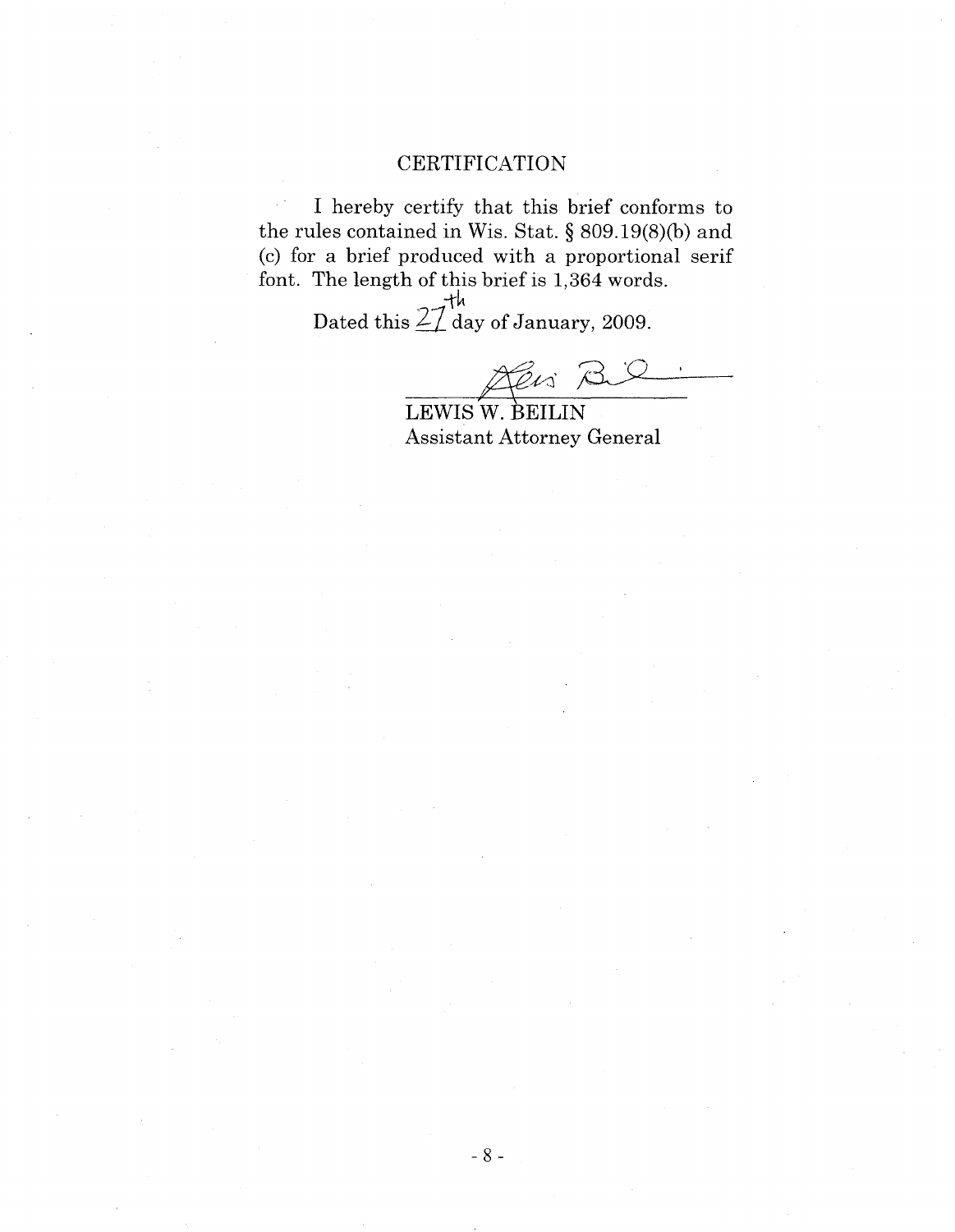## CERTIFICATION

I hereby certify that this brief conforms to the rules contained in Wis. Stat. § 809.19(8)(b) and (c) for a brief produced with a proportional serif font. The length of this brief is 1,364 words.

Dated this 27th day of January, 2009.

LEWIS W. BEILIN
Assistant Attorney General